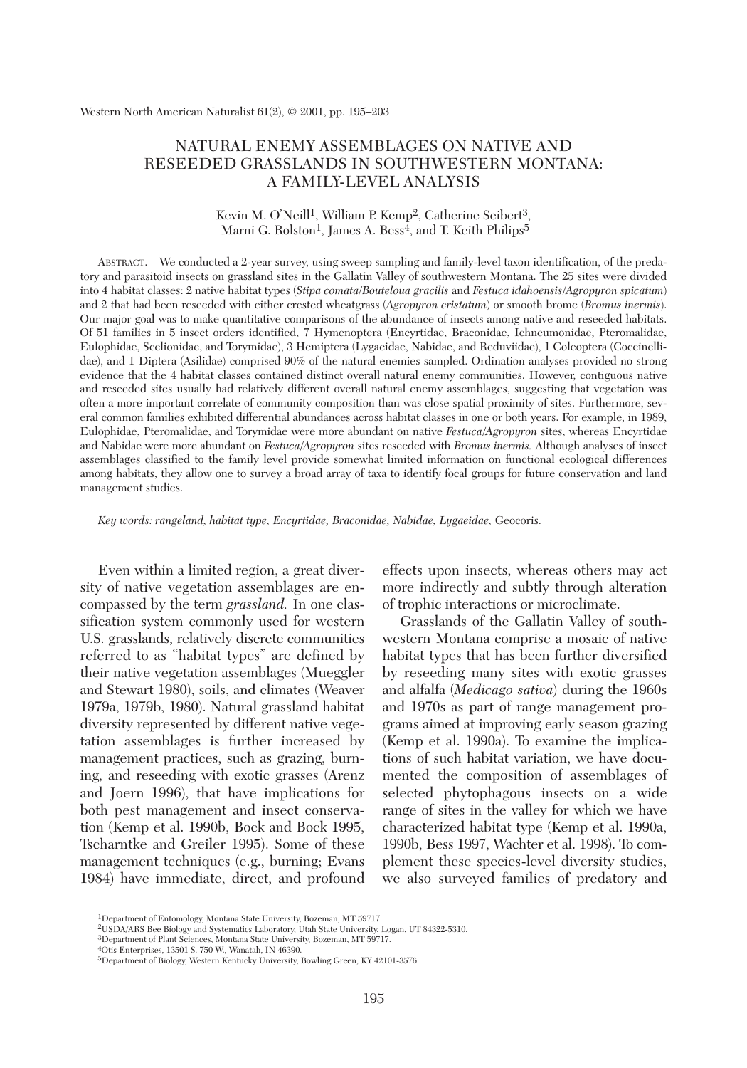# NATURAL ENEMY ASSEMBLAGES ON NATIVE AND RESEEDED GRASSLANDS IN SOUTHWESTERN MONTANA: A FAMILY-LEVEL ANALYSIS

Kevin M. O'Neill[1], William P. Kemp[2], Catherine Seibert[3], Marni G. Rolston[1], James A. Bess[4], and T. Keith Philips[5]

ABSTRACT.—We conducted a 2-year survey, using sweep sampling and family-level taxon identification, of the predatory and parasitoid insects on grassland sites in the Gallatin Valley of southwestern Montana. The 25 sites were divided into 4 habitat classes: 2 native habitat types (*Stipa comata*/*Bouteloua gracilis* and *Festuca idahoensis*/*Agropyron spicatum*) and 2 that had been reseeded with either crested wheatgrass (*Agropyron cristatum*) or smooth brome (*Bromus inermis*). Our major goal was to make quantitative comparisons of the abundance of insects among native and reseeded habitats. Of 51 families in 5 insect orders identified, 7 Hymenoptera (Encyrtidae, Braconidae, Ichneumonidae, Pteromalidae, Eulophidae, Scelionidae, and Torymidae), 3 Hemiptera (Lygaeidae, Nabidae, and Reduviidae), 1 Coleoptera (Coccinellidae), and 1 Diptera (Asilidae) comprised 90% of the natural enemies sampled. Ordination analyses provided no strong evidence that the 4 habitat classes contained distinct overall natural enemy communities. However, contiguous native and reseeded sites usually had relatively different overall natural enemy assemblages, suggesting that vegetation was often a more important correlate of community composition than was close spatial proximity of sites. Furthermore, several common families exhibited differential abundances across habitat classes in one or both years. For example, in 1989, Eulophidae, Pteromalidae, and Torymidae were more abundant on native *Festuca*/*Agropyron* sites, whereas Encyrtidae and Nabidae were more abundant on *Festuca*/*Agropyron* sites reseeded with *Bromus inermis*. Although analyses of insect assemblages classified to the family level provide somewhat limited information on functional ecological differences among habitats, they allow one to survey a broad array of taxa to identify focal groups for future conservation and land management studies.

*Key words: rangeland, habitat type, Encyrtidae, Braconidae, Nabidae, Lygaeidae,* Geocoris.

Even within a limited region, a great diversity of native vegetation assemblages are encompassed by the term *grassland.* In one classification system commonly used for western U.S. grasslands, relatively discrete communities referred to as "habitat types" are defined by their native vegetation assemblages (Mueggler and Stewart 1980), soils, and climates (Weaver 1979a, 1979b, 1980). Natural grassland habitat diversity represented by different native vegetation assemblages is further increased by management practices, such as grazing, burning, and reseeding with exotic grasses (Arenz and Joern 1996), that have implications for both pest management and insect conservation (Kemp et al. 1990b, Bock and Bock 1995, Tscharntke and Greiler 1995). Some of these management techniques (e.g., burning; Evans 1984) have immediate, direct, and profound effects upon insects, whereas others may act more indirectly and subtly through alteration of trophic interactions or microclimate.

Grasslands of the Gallatin Valley of southwestern Montana comprise a mosaic of native habitat types that has been further diversified by reseeding many sites with exotic grasses and alfalfa (*Medicago sativa*) during the 1960s and 1970s as part of range management programs aimed at improving early season grazing (Kemp et al. 1990a). To examine the implications of such habitat variation, we have documented the composition of assemblages of selected phytophagous insects on a wide range of sites in the valley for which we have characterized habitat type (Kemp et al. 1990a, 1990b, Bess 1997, Wachter et al. 1998). To complement these species-level diversity studies, we also surveyed families of predatory and

[1]Department of Entomology, Montana State University, Bozeman, MT 59717.
[2]USDA/ARS Bee Biology and Systematics Laboratory, Utah State University, Logan, UT 84322-5310.
[3]Department of Plant Sciences, Montana State University, Bozeman, MT 59717.
[4]Otis Enterprises, 13501 S. 750 W., Wanatah, IN 46390.
[5]Department of Biology, Western Kentucky University, Bowling Green, KY 42101-3576.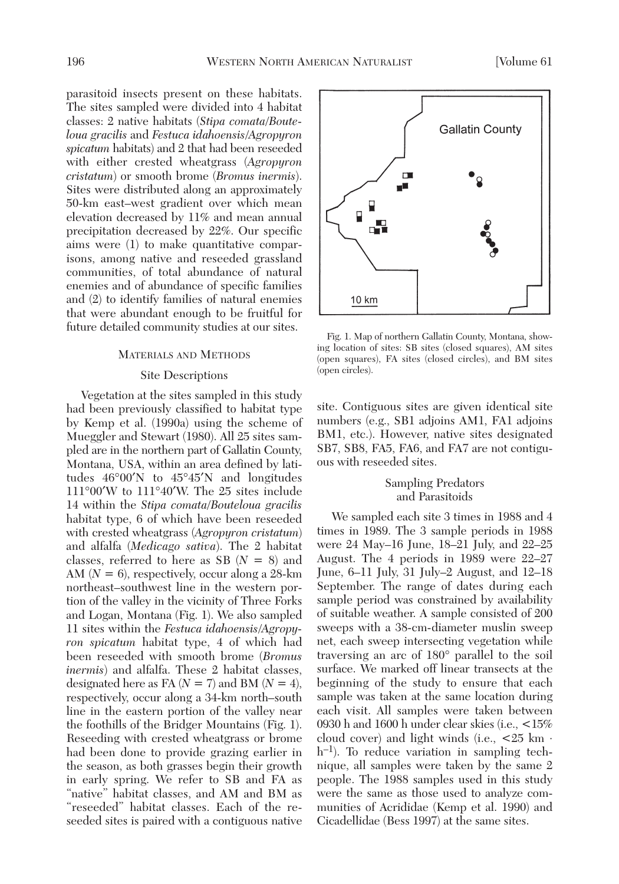parasitoid insects present on these habitats. The sites sampled were divided into 4 habitat classes: 2 native habitats (*Stipa comata/Bouteloua gracilis* and *Festuca idahoensis/Agropyron spicatum* habitats) and 2 that had been reseeded with either crested wheatgrass (*Agropyron cristatum*) or smooth brome (*Bromus inermis*). Sites were distributed along an approximately 50-km east–west gradient over which mean elevation decreased by 11% and mean annual precipitation decreased by 22%. Our specific aims were (1) to make quantitative comparisons, among native and reseeded grassland communities, of total abundance of natural enemies and of abundance of specific families and (2) to identify families of natural enemies that were abundant enough to be fruitful for future detailed community studies at our sites.

## Materials and Methods

### Site Descriptions

Vegetation at the sites sampled in this study had been previously classified to habitat type by Kemp et al. (1990a) using the scheme of Mueggler and Stewart (1980). All 25 sites sampled are in the northern part of Gallatin County, Montana, USA, within an area defined by latitudes 46°00′N to 45°45′N and longitudes 111°00′W to 111°40′W. The 25 sites include 14 within the *Stipa comata/Bouteloua gracilis* habitat type, 6 of which have been reseeded with crested wheatgrass (*Agropyron cristatum*) and alfalfa (*Medicago sativa*). The 2 habitat classes, referred to here as SB ($N = 8$) and AM ($N = 6$), respectively, occur along a 28-km northeast–southwest line in the western portion of the valley in the vicinity of Three Forks and Logan, Montana (Fig. 1). We also sampled 11 sites within the *Festuca idahoensis/Agropyron spicatum* habitat type, 4 of which had been reseeded with smooth brome (*Bromus inermis*) and alfalfa. These 2 habitat classes, designated here as FA ($N = 7$) and BM ($N = 4$), respectively, occur along a 34-km north–south line in the eastern portion of the valley near the foothills of the Bridger Mountains (Fig. 1). Reseeding with crested wheatgrass or brome had been done to provide grazing earlier in the season, as both grasses begin their growth in early spring. We refer to SB and FA as "native" habitat classes, and AM and BM as "reseeded" habitat classes. Each of the reseeded sites is paired with a contiguous native site. Contiguous sites are given identical site numbers (e.g., SB1 adjoins AM1, FA1 adjoins BM1, etc.). However, native sites designated SB7, SB8, FA5, FA6, and FA7 are not contiguous with reseeded sites.

Fig. 1. Map of northern Gallatin County, Montana, showing location of sites: SB sites (closed squares), AM sites (open squares), FA sites (closed circles), and BM sites (open circles).

### Sampling Predators and Parasitoids

We sampled each site 3 times in 1988 and 4 times in 1989. The 3 sample periods in 1988 were 24 May–16 June, 18–21 July, and 22–25 August. The 4 periods in 1989 were 22–27 June, 6–11 July, 31 July–2 August, and 12–18 September. The range of dates during each sample period was constrained by availability of suitable weather. A sample consisted of 200 sweeps with a 38-cm-diameter muslin sweep net, each sweep intersecting vegetation while traversing an arc of 180° parallel to the soil surface. We marked off linear transects at the beginning of the study to ensure that each sample was taken at the same location during each visit. All samples were taken between 0930 h and 1600 h under clear skies (i.e., <15% cloud cover) and light winds (i.e., <25 km · $h^{-1}$). To reduce variation in sampling technique, all samples were taken by the same 2 people. The 1988 samples used in this study were the same as those used to analyze communities of Acrididae (Kemp et al. 1990) and Cicadellidae (Bess 1997) at the same sites.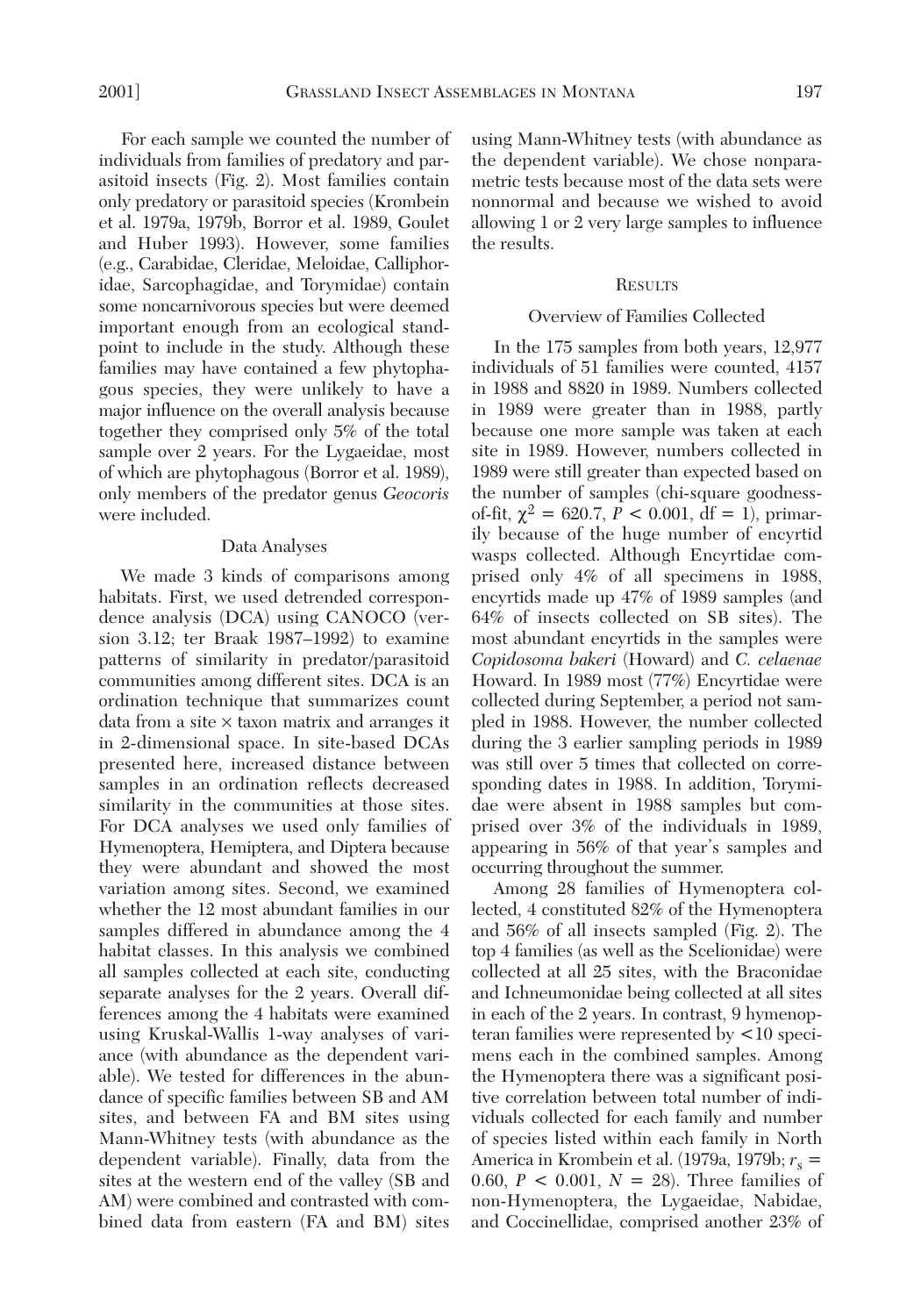For each sample we counted the number of individuals from families of predatory and parasitoid insects (Fig. 2). Most families contain only predatory or parasitoid species (Krombein et al. 1979a, 1979b, Borror et al. 1989, Goulet and Huber 1993). However, some families (e.g., Carabidae, Cleridae, Meloidae, Calliphoridae, Sarcophagidae, and Torymidae) contain some noncarnivorous species but were deemed important enough from an ecological standpoint to include in the study. Although these families may have contained a few phytophagous species, they were unlikely to have a major influence on the overall analysis because together they comprised only 5% of the total sample over 2 years. For the Lygaeidae, most of which are phytophagous (Borror et al. 1989), only members of the predator genus *Geocoris* were included.

### Data Analyses

We made 3 kinds of comparisons among habitats. First, we used detrended correspondence analysis (DCA) using CANOCO (version 3.12; ter Braak 1987–1992) to examine patterns of similarity in predator/parasitoid communities among different sites. DCA is an ordination technique that summarizes count data from a site × taxon matrix and arranges it in 2-dimensional space. In site-based DCAs presented here, increased distance between samples in an ordination reflects decreased similarity in the communities at those sites. For DCA analyses we used only families of Hymenoptera, Hemiptera, and Diptera because they were abundant and showed the most variation among sites. Second, we examined whether the 12 most abundant families in our samples differed in abundance among the 4 habitat classes. In this analysis we combined all samples collected at each site, conducting separate analyses for the 2 years. Overall differences among the 4 habitats were examined using Kruskal-Wallis 1-way analyses of variance (with abundance as the dependent variable). We tested for differences in the abundance of specific families between SB and AM sites, and between FA and BM sites using Mann-Whitney tests (with abundance as the dependent variable). Finally, data from the sites at the western end of the valley (SB and AM) were combined and contrasted with combined data from eastern (FA and BM) sites using Mann-Whitney tests (with abundance as the dependent variable). We chose nonparametric tests because most of the data sets were nonnormal and because we wished to avoid allowing 1 or 2 very large samples to influence the results.

## Results

### Overview of Families Collected

In the 175 samples from both years, 12,977 individuals of 51 families were counted, 4157 in 1988 and 8820 in 1989. Numbers collected in 1989 were greater than in 1988, partly because one more sample was taken at each site in 1989. However, numbers collected in 1989 were still greater than expected based on the number of samples (chi-square goodness-of-fit, $\chi^2 = 620.7$, $P < 0.001$, df = 1), primarily because of the huge number of encyrtid wasps collected. Although Encyrtidae comprised only 4% of all specimens in 1988, encyrtids made up 47% of 1989 samples (and 64% of insects collected on SB sites). The most abundant encyrtids in the samples were *Copidosoma bakeri* (Howard) and *C. celaenae* Howard. In 1989 most (77%) Encyrtidae were collected during September, a period not sampled in 1988. However, the number collected during the 3 earlier sampling periods in 1989 was still over 5 times that collected on corresponding dates in 1988. In addition, Torymidae were absent in 1988 samples but comprised over 3% of the individuals in 1989, appearing in 56% of that year's samples and occurring throughout the summer.

Among 28 families of Hymenoptera collected, 4 constituted 82% of the Hymenoptera and 56% of all insects sampled (Fig. 2). The top 4 families (as well as the Scelionidae) were collected at all 25 sites, with the Braconidae and Ichneumonidae being collected at all sites in each of the 2 years. In contrast, 9 hymenopteran families were represented by <10 specimens each in the combined samples. Among the Hymenoptera there was a significant positive correlation between total number of individuals collected for each family and number of species listed within each family in North America in Krombein et al. (1979a, 1979b; $r_s = 0.60$, $P < 0.001$, $N = 28$). Three families of non-Hymenoptera, the Lygaeidae, Nabidae, and Coccinellidae, comprised another 23% of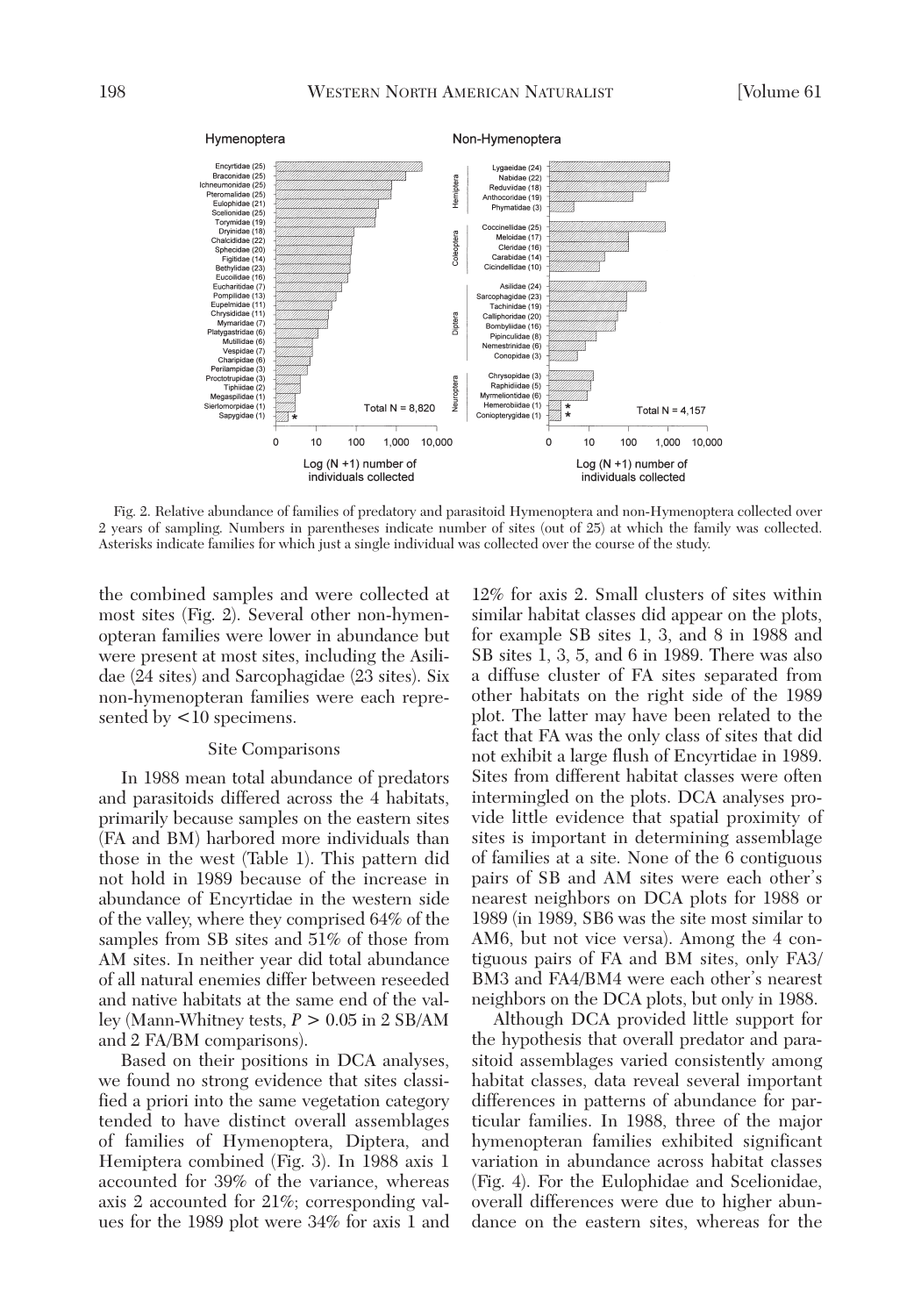Fig. 2. Relative abundance of families of predatory and parasitoid Hymenoptera and non-Hymenoptera collected over 2 years of sampling. Numbers in parentheses indicate number of sites (out of 25) at which the family was collected. Asterisks indicate families for which just a single individual was collected over the course of the study.

the combined samples and were collected at most sites (Fig. 2). Several other non-hymenopteran families were lower in abundance but were present at most sites, including the Asilidae (24 sites) and Sarcophagidae (23 sites). Six non-hymenopteran families were each represented by <10 specimens.

### Site Comparisons

In 1988 mean total abundance of predators and parasitoids differed across the 4 habitats, primarily because samples on the eastern sites (FA and BM) harbored more individuals than those in the west (Table 1). This pattern did not hold in 1989 because of the increase in abundance of Encyrtidae in the western side of the valley, where they comprised 64% of the samples from SB sites and 51% of those from AM sites. In neither year did total abundance of all natural enemies differ between reseeded and native habitats at the same end of the valley (Mann-Whitney tests, $P > 0.05$ in 2 SB/AM and 2 FA/BM comparisons).

Based on their positions in DCA analyses, we found no strong evidence that sites classified a priori into the same vegetation category tended to have distinct overall assemblages of families of Hymenoptera, Diptera, and Hemiptera combined (Fig. 3). In 1988 axis 1 accounted for 39% of the variance, whereas axis 2 accounted for 21%; corresponding values for the 1989 plot were 34% for axis 1 and 12% for axis 2. Small clusters of sites within similar habitat classes did appear on the plots, for example SB sites 1, 3, and 8 in 1988 and SB sites 1, 3, 5, and 6 in 1989. There was also a diffuse cluster of FA sites separated from other habitats on the right side of the 1989 plot. The latter may have been related to the fact that FA was the only class of sites that did not exhibit a large flush of Encyrtidae in 1989. Sites from different habitat classes were often intermingled on the plots. DCA analyses provide little evidence that spatial proximity of sites is important in determining assemblage of families at a site. None of the 6 contiguous pairs of SB and AM sites were each other's nearest neighbors on DCA plots for 1988 or 1989 (in 1989, SB6 was the site most similar to AM6, but not vice versa). Among the 4 contiguous pairs of FA and BM sites, only FA3/BM3 and FA4/BM4 were each other's nearest neighbors on the DCA plots, but only in 1988.

Although DCA provided little support for the hypothesis that overall predator and parasitoid assemblages varied consistently among habitat classes, data reveal several important differences in patterns of abundance for particular families. In 1988, three of the major hymenopteran families exhibited significant variation in abundance across habitat classes (Fig. 4). For the Eulophidae and Scelionidae, overall differences were due to higher abundance on the eastern sites, whereas for the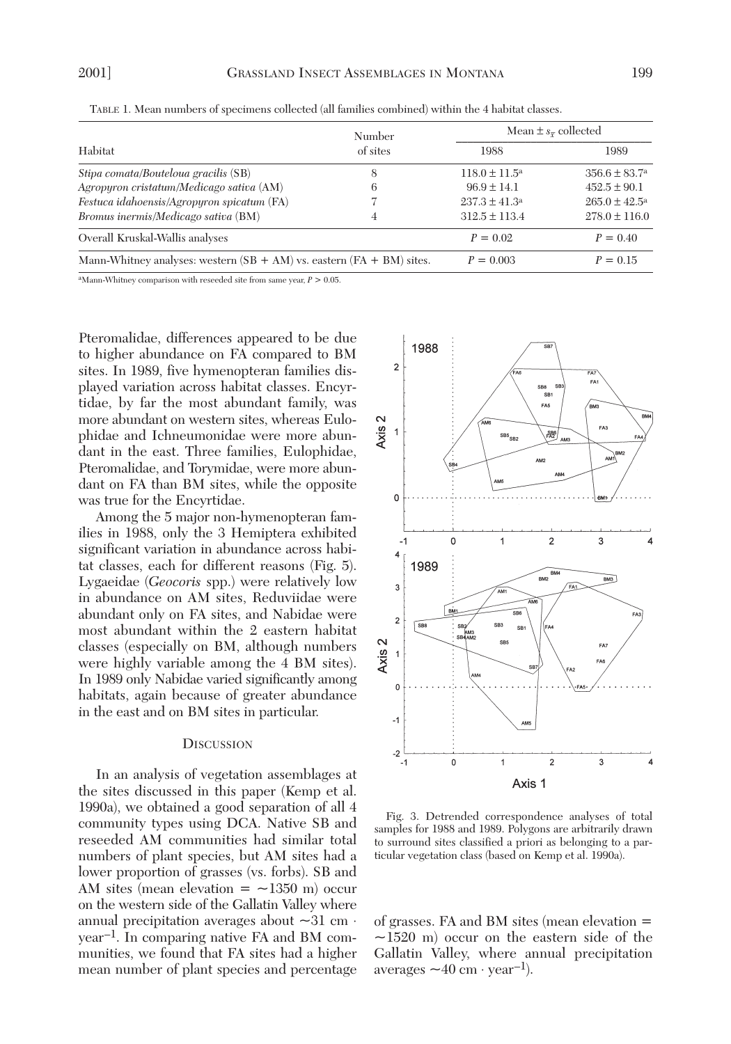TABLE 1. Mean numbers of specimens collected (all families combined) within the 4 habitat classes.

| Habitat | Number of sites | Mean ± $s_{\bar{x}}$ collected 1988 | Mean ± $s_{\bar{x}}$ collected 1989 |
|---|---|---|---|
| *Stipa comata/Bouteloua gracilis* (SB) | 8 | 118.0 ± 11.5[a] | 356.6 ± 83.7[a] |
| *Agropyron cristatum/Medicago sativa* (AM) | 6 | 96.9 ± 14.1 | 452.5 ± 90.1 |
| *Festuca idahoensis/Agropyron spicatum* (FA) | 7 | 237.3 ± 41.3[a] | 265.0 ± 42.5[a] |
| *Bromus inermis/Medicago sativa* (BM) | 4 | 312.5 ± 113.4 | 278.0 ± 116.0 |
| Overall Kruskal-Wallis analyses | | $P = 0.02$ | $P = 0.40$ |
| Mann-Whitney analyses: western (SB + AM) vs. eastern (FA + BM) sites. | | $P = 0.003$ | $P = 0.15$ |

[a]Mann-Whitney comparison with reseeded site from same year, $P > 0.05$.

Pteromalidae, differences appeared to be due to higher abundance on FA compared to BM sites. In 1989, five hymenopteran families displayed variation across habitat classes. Encyrtidae, by far the most abundant family, was more abundant on western sites, whereas Eulophidae and Ichneumonidae were more abundant in the east. Three families, Eulophidae, Pteromalidae, and Torymidae, were more abundant on FA than BM sites, while the opposite was true for the Encyrtidae.

Among the 5 major non-hymenopteran families in 1988, only the 3 Hemiptera exhibited significant variation in abundance across habitat classes, each for different reasons (Fig. 5). Lygaeidae (*Geocoris* spp.) were relatively low in abundance on AM sites, Reduviidae were abundant only on FA sites, and Nabidae were most abundant within the 2 eastern habitat classes (especially on BM, although numbers were highly variable among the 4 BM sites). In 1989 only Nabidae varied significantly among habitats, again because of greater abundance in the east and on BM sites in particular.

## DISCUSSION

In an analysis of vegetation assemblages at the sites discussed in this paper (Kemp et al. 1990a), we obtained a good separation of all 4 community types using DCA. Native SB and reseeded AM communities had similar total numbers of plant species, but AM sites had a lower proportion of grasses (vs. forbs). SB and AM sites (mean elevation = ~1350 m) occur on the western side of the Gallatin Valley where annual precipitation averages about ~31 cm · year$^{-1}$. In comparing native FA and BM communities, we found that FA sites had a higher mean number of plant species and percentage of grasses. FA and BM sites (mean elevation = ~1520 m) occur on the eastern side of the Gallatin Valley, where annual precipitation averages ~40 cm · year$^{-1}$).

Fig. 3. Detrended correspondence analyses of total samples for 1988 and 1989. Polygons are arbitrarily drawn to surround sites classified a priori as belonging to a particular vegetation class (based on Kemp et al. 1990a).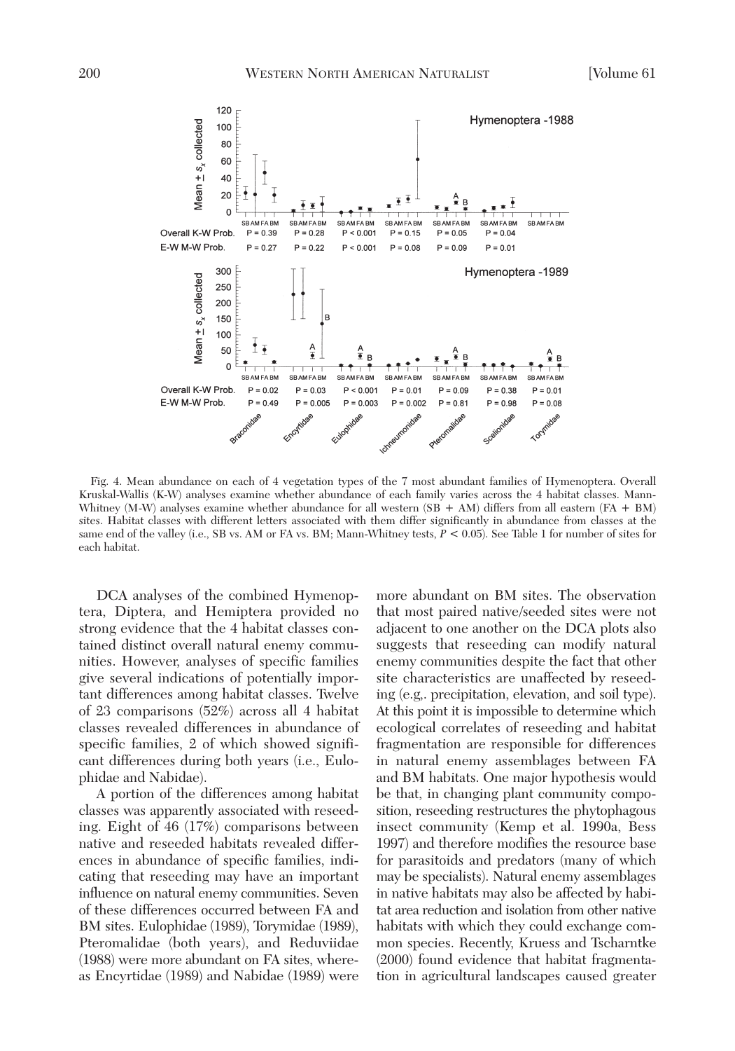Fig. 4. Mean abundance on each of 4 vegetation types of the 7 most abundant families of Hymenoptera. Overall Kruskal-Wallis (K-W) analyses examine whether abundance of each family varies across the 4 habitat classes. Mann-Whitney (M-W) analyses examine whether abundance for all western (SB + AM) differs from all eastern (FA + BM) sites. Habitat classes with different letters associated with them differ significantly in abundance from classes at the same end of the valley (i.e., SB vs. AM or FA vs. BM; Mann-Whitney tests, $P < 0.05$). See Table 1 for number of sites for each habitat.

DCA analyses of the combined Hymenoptera, Diptera, and Hemiptera provided no strong evidence that the 4 habitat classes contained distinct overall natural enemy communities. However, analyses of specific families give several indications of potentially important differences among habitat classes. Twelve of 23 comparisons (52%) across all 4 habitat classes revealed differences in abundance of specific families, 2 of which showed significant differences during both years (i.e., Eulophidae and Nabidae).

A portion of the differences among habitat classes was apparently associated with reseeding. Eight of 46 (17%) comparisons between native and reseeded habitats revealed differences in abundance of specific families, indicating that reseeding may have an important influence on natural enemy communities. Seven of these differences occurred between FA and BM sites. Eulophidae (1989), Torymidae (1989), Pteromalidae (both years), and Reduviidae (1988) were more abundant on FA sites, whereas Encyrtidae (1989) and Nabidae (1989) were more abundant on BM sites. The observation that most paired native/seeded sites were not adjacent to one another on the DCA plots also suggests that reseeding can modify natural enemy communities despite the fact that other site characteristics are unaffected by reseeding (e.g,. precipitation, elevation, and soil type). At this point it is impossible to determine which ecological correlates of reseeding and habitat fragmentation are responsible for differences in natural enemy assemblages between FA and BM habitats. One major hypothesis would be that, in changing plant community composition, reseeding restructures the phytophagous insect community (Kemp et al. 1990a, Bess 1997) and therefore modifies the resource base for parasitoids and predators (many of which may be specialists). Natural enemy assemblages in native habitats may also be affected by habitat area reduction and isolation from other native habitats with which they could exchange common species. Recently, Kruess and Tscharntke (2000) found evidence that habitat fragmentation in agricultural landscapes caused greater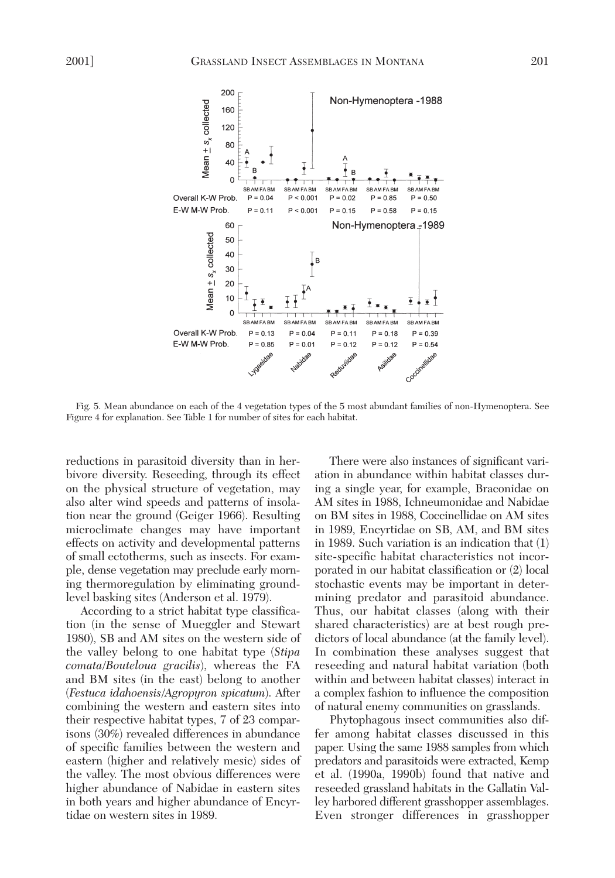Fig. 5. Mean abundance on each of the 4 vegetation types of the 5 most abundant families of non-Hymenoptera. See Figure 4 for explanation. See Table 1 for number of sites for each habitat.

reductions in parasitoid diversity than in herbivore diversity. Reseeding, through its effect on the physical structure of vegetation, may also alter wind speeds and patterns of insolation near the ground (Geiger 1966). Resulting microclimate changes may have important effects on activity and developmental patterns of small ectotherms, such as insects. For example, dense vegetation may preclude early morning thermoregulation by eliminating ground-level basking sites (Anderson et al. 1979).

According to a strict habitat type classification (in the sense of Mueggler and Stewart 1980), SB and AM sites on the western side of the valley belong to one habitat type (*Stipa comata/Bouteloua gracilis*), whereas the FA and BM sites (in the east) belong to another (*Festuca idahoensis/Agropyron spicatum*). After combining the western and eastern sites into their respective habitat types, 7 of 23 comparisons (30%) revealed differences in abundance of specific families between the western and eastern (higher and relatively mesic) sides of the valley. The most obvious differences were higher abundance of Nabidae in eastern sites in both years and higher abundance of Encyrtidae on western sites in 1989.

There were also instances of significant variation in abundance within habitat classes during a single year, for example, Braconidae on AM sites in 1988, Ichneumonidae and Nabidae on BM sites in 1988, Coccinellidae on AM sites in 1989, Encyrtidae on SB, AM, and BM sites in 1989. Such variation is an indication that (1) site-specific habitat characteristics not incorporated in our habitat classification or (2) local stochastic events may be important in determining predator and parasitoid abundance. Thus, our habitat classes (along with their shared characteristics) are at best rough predictors of local abundance (at the family level). In combination these analyses suggest that reseeding and natural habitat variation (both within and between habitat classes) interact in a complex fashion to influence the composition of natural enemy communities on grasslands.

Phytophagous insect communities also differ among habitat classes discussed in this paper. Using the same 1988 samples from which predators and parasitoids were extracted, Kemp et al. (1990a, 1990b) found that native and reseeded grassland habitats in the Gallatin Valley harbored different grasshopper assemblages. Even stronger differences in grasshopper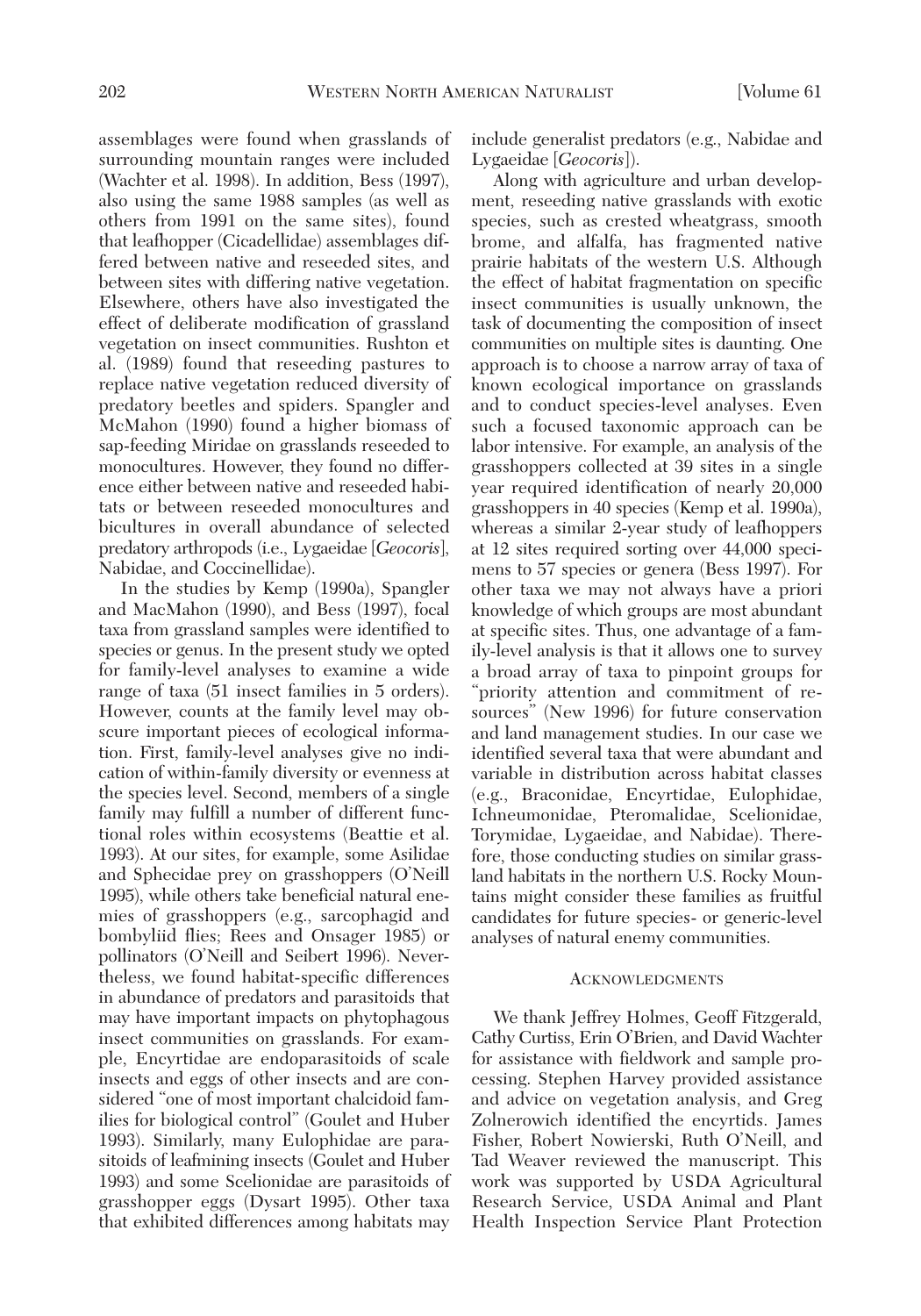assemblages were found when grasslands of surrounding mountain ranges were included (Wachter et al. 1998). In addition, Bess (1997), also using the same 1988 samples (as well as others from 1991 on the same sites), found that leafhopper (Cicadellidae) assemblages differed between native and reseeded sites, and between sites with differing native vegetation. Elsewhere, others have also investigated the effect of deliberate modification of grassland vegetation on insect communities. Rushton et al. (1989) found that reseeding pastures to replace native vegetation reduced diversity of predatory beetles and spiders. Spangler and McMahon (1990) found a higher biomass of sap-feeding Miridae on grasslands reseeded to monocultures. However, they found no difference either between native and reseeded habitats or between reseeded monocultures and bicultures in overall abundance of selected predatory arthropods (i.e., Lygaeidae [*Geocoris*], Nabidae, and Coccinellidae).

In the studies by Kemp (1990a), Spangler and MacMahon (1990), and Bess (1997), focal taxa from grassland samples were identified to species or genus. In the present study we opted for family-level analyses to examine a wide range of taxa (51 insect families in 5 orders). However, counts at the family level may obscure important pieces of ecological information. First, family-level analyses give no indication of within-family diversity or evenness at the species level. Second, members of a single family may fulfill a number of different functional roles within ecosystems (Beattie et al. 1993). At our sites, for example, some Asilidae and Sphecidae prey on grasshoppers (O'Neill 1995), while others take beneficial natural enemies of grasshoppers (e.g., sarcophagid and bombyliid flies; Rees and Onsager 1985) or pollinators (O'Neill and Seibert 1996). Nevertheless, we found habitat-specific differences in abundance of predators and parasitoids that may have important impacts on phytophagous insect communities on grasslands. For example, Encyrtidae are endoparasitoids of scale insects and eggs of other insects and are considered "one of most important chalcidoid families for biological control" (Goulet and Huber 1993). Similarly, many Eulophidae are parasitoids of leafmining insects (Goulet and Huber 1993) and some Scelionidae are parasitoids of grasshopper eggs (Dysart 1995). Other taxa that exhibited differences among habitats may include generalist predators (e.g., Nabidae and Lygaeidae [*Geocoris*]).

Along with agriculture and urban development, reseeding native grasslands with exotic species, such as crested wheatgrass, smooth brome, and alfalfa, has fragmented native prairie habitats of the western U.S. Although the effect of habitat fragmentation on specific insect communities is usually unknown, the task of documenting the composition of insect communities on multiple sites is daunting. One approach is to choose a narrow array of taxa of known ecological importance on grasslands and to conduct species-level analyses. Even such a focused taxonomic approach can be labor intensive. For example, an analysis of the grasshoppers collected at 39 sites in a single year required identification of nearly 20,000 grasshoppers in 40 species (Kemp et al. 1990a), whereas a similar 2-year study of leafhoppers at 12 sites required sorting over 44,000 specimens to 57 species or genera (Bess 1997). For other taxa we may not always have a priori knowledge of which groups are most abundant at specific sites. Thus, one advantage of a family-level analysis is that it allows one to survey a broad array of taxa to pinpoint groups for "priority attention and commitment of resources" (New 1996) for future conservation and land management studies. In our case we identified several taxa that were abundant and variable in distribution across habitat classes (e.g., Braconidae, Encyrtidae, Eulophidae, Ichneumonidae, Pteromalidae, Scelionidae, Torymidae, Lygaeidae, and Nabidae). Therefore, those conducting studies on similar grassland habitats in the northern U.S. Rocky Mountains might consider these families as fruitful candidates for future species- or generic-level analyses of natural enemy communities.

## Acknowledgments

We thank Jeffrey Holmes, Geoff Fitzgerald, Cathy Curtiss, Erin O'Brien, and David Wachter for assistance with fieldwork and sample processing. Stephen Harvey provided assistance and advice on vegetation analysis, and Greg Zolnerowich identified the encyrtids. James Fisher, Robert Nowierski, Ruth O'Neill, and Tad Weaver reviewed the manuscript. This work was supported by USDA Agricultural Research Service, USDA Animal and Plant Health Inspection Service Plant Protection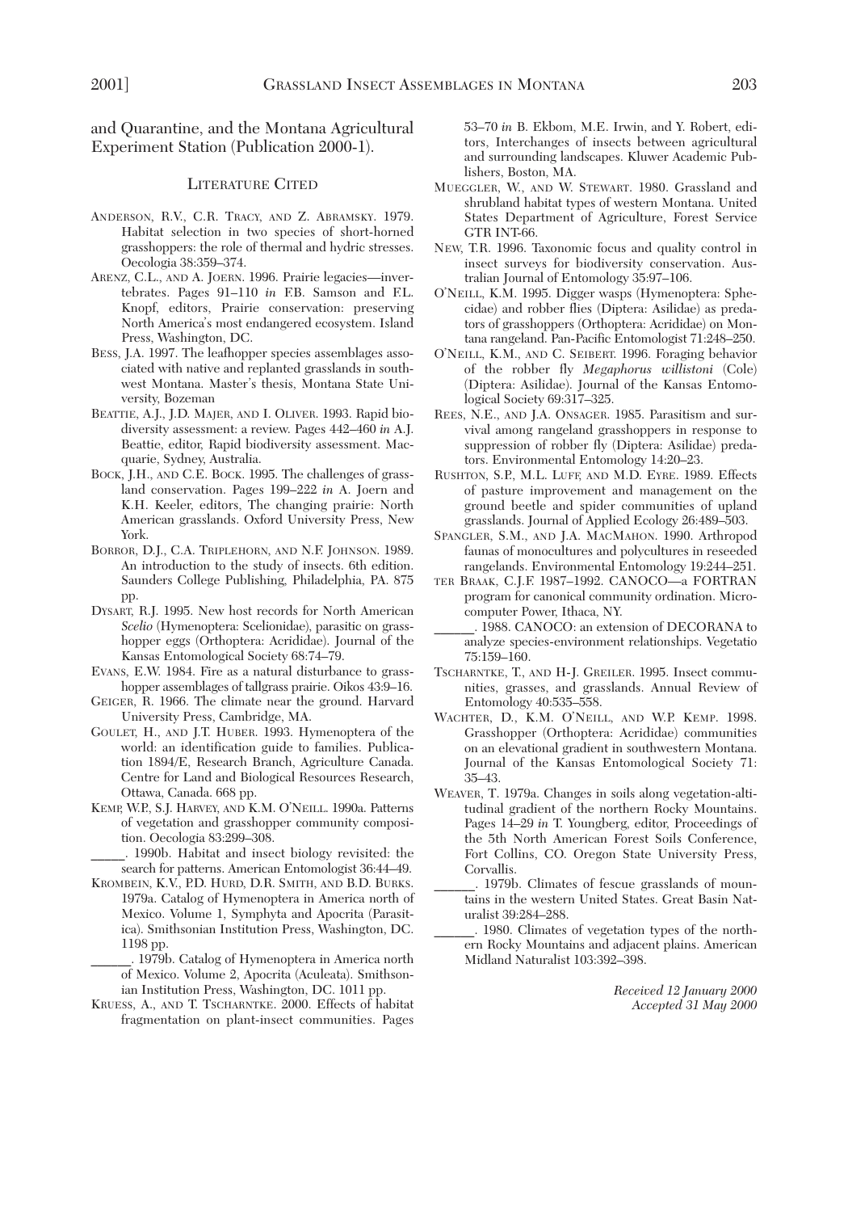and Quarantine, and the Montana Agricultural Experiment Station (Publication 2000-1).

## LITERATURE CITED

ANDERSON, R.V., C.R. TRACY, AND Z. ABRAMSKY. 1979. Habitat selection in two species of short-horned grasshoppers: the role of thermal and hydric stresses. Oecologia 38:359–374.

ARENZ, C.L., AND A. JOERN. 1996. Prairie legacies—invertebrates. Pages 91–110 *in* F.B. Samson and F.L. Knopf, editors, Prairie conservation: preserving North America's most endangered ecosystem. Island Press, Washington, DC.

BESS, J.A. 1997. The leafhopper species assemblages associated with native and replanted grasslands in southwest Montana. Master's thesis, Montana State University, Bozeman

BEATTIE, A.J., J.D. MAJER, AND I. OLIVER. 1993. Rapid biodiversity assessment: a review. Pages 442–460 *in* A.J. Beattie, editor, Rapid biodiversity assessment. Macquarie, Sydney, Australia.

BOCK, J.H., AND C.E. BOCK. 1995. The challenges of grassland conservation. Pages 199–222 *in* A. Joern and K.H. Keeler, editors, The changing prairie: North American grasslands. Oxford University Press, New York.

BORROR, D.J., C.A. TRIPLEHORN, AND N.F. JOHNSON. 1989. An introduction to the study of insects. 6th edition. Saunders College Publishing, Philadelphia, PA. 875 pp.

DYSART, R.J. 1995. New host records for North American *Scelio* (Hymenoptera: Scelionidae), parasitic on grasshopper eggs (Orthoptera: Acrididae). Journal of the Kansas Entomological Society 68:74–79.

EVANS, E.W. 1984. Fire as a natural disturbance to grasshopper assemblages of tallgrass prairie. Oikos 43:9–16.

GEIGER, R. 1966. The climate near the ground. Harvard University Press, Cambridge, MA.

GOULET, H., AND J.T. HUBER. 1993. Hymenoptera of the world: an identification guide to families. Publication 1894/E, Research Branch, Agriculture Canada. Centre for Land and Biological Resources Research, Ottawa, Canada. 668 pp.

KEMP, W.P., S.J. HARVEY, AND K.M. O'NEILL. 1990a. Patterns of vegetation and grasshopper community composition. Oecologia 83:299–308.

_____. 1990b. Habitat and insect biology revisited: the search for patterns. American Entomologist 36:44–49.

KROMBEIN, K.V., P.D. HURD, D.R. SMITH, AND B.D. BURKS. 1979a. Catalog of Hymenoptera in America north of Mexico. Volume 1, Symphyta and Apocrita (Parasitica). Smithsonian Institution Press, Washington, DC. 1198 pp.

_____. 1979b. Catalog of Hymenoptera in America north of Mexico. Volume 2, Apocrita (Aculeata). Smithsonian Institution Press, Washington, DC. 1011 pp.

KRUESS, A., AND T. TSCHARNTKE. 2000. Effects of habitat fragmentation on plant-insect communities. Pages 53–70 *in* B. Ekbom, M.E. Irwin, and Y. Robert, editors, Interchanges of insects between agricultural and surrounding landscapes. Kluwer Academic Publishers, Boston, MA.

MUEGGLER, W., AND W. STEWART. 1980. Grassland and shrubland habitat types of western Montana. United States Department of Agriculture, Forest Service GTR INT-66.

NEW, T.R. 1996. Taxonomic focus and quality control in insect surveys for biodiversity conservation. Australian Journal of Entomology 35:97–106.

O'NEILL, K.M. 1995. Digger wasps (Hymenoptera: Sphecidae) and robber flies (Diptera: Asilidae) as predators of grasshoppers (Orthoptera: Acrididae) on Montana rangeland. Pan-Pacific Entomologist 71:248–250.

O'NEILL, K.M., AND C. SEIBERT. 1996. Foraging behavior of the robber fly *Megaphorus willistoni* (Cole) (Diptera: Asilidae). Journal of the Kansas Entomological Society 69:317–325.

REES, N.E., AND J.A. ONSAGER. 1985. Parasitism and survival among rangeland grasshoppers in response to suppression of robber fly (Diptera: Asilidae) predators. Environmental Entomology 14:20–23.

RUSHTON, S.P., M.L. LUFF, AND M.D. EYRE. 1989. Effects of pasture improvement and management on the ground beetle and spider communities of upland grasslands. Journal of Applied Ecology 26:489–503.

SPANGLER, S.M., AND J.A. MACMAHON. 1990. Arthropod faunas of monocultures and polycultures in reseeded rangelands. Environmental Entomology 19:244–251.

TER BRAAK, C.J.F. 1987–1992. CANOCO—a FORTRAN program for canonical community ordination. Microcomputer Power, Ithaca, NY.

_____. 1988. CANOCO: an extension of DECORANA to analyze species-environment relationships. Vegetatio 75:159–160.

TSCHARNTKE, T., AND H-J. GREILER. 1995. Insect communities, grasses, and grasslands. Annual Review of Entomology 40:535–558.

WACHTER, D., K.M. O'NEILL, AND W.P. KEMP. 1998. Grasshopper (Orthoptera: Acrididae) communities on an elevational gradient in southwestern Montana. Journal of the Kansas Entomological Society 71: 35–43.

WEAVER, T. 1979a. Changes in soils along vegetation-altitudinal gradient of the northern Rocky Mountains. Pages 14–29 *in* T. Youngberg, editor, Proceedings of the 5th North American Forest Soils Conference, Fort Collins, CO. Oregon State University Press, Corvallis.

_____. 1979b. Climates of fescue grasslands of mountains in the western United States. Great Basin Naturalist 39:284–288.

_____. 1980. Climates of vegetation types of the northern Rocky Mountains and adjacent plains. American Midland Naturalist 103:392–398.

*Received 12 January 2000*
*Accepted 31 May 2000*